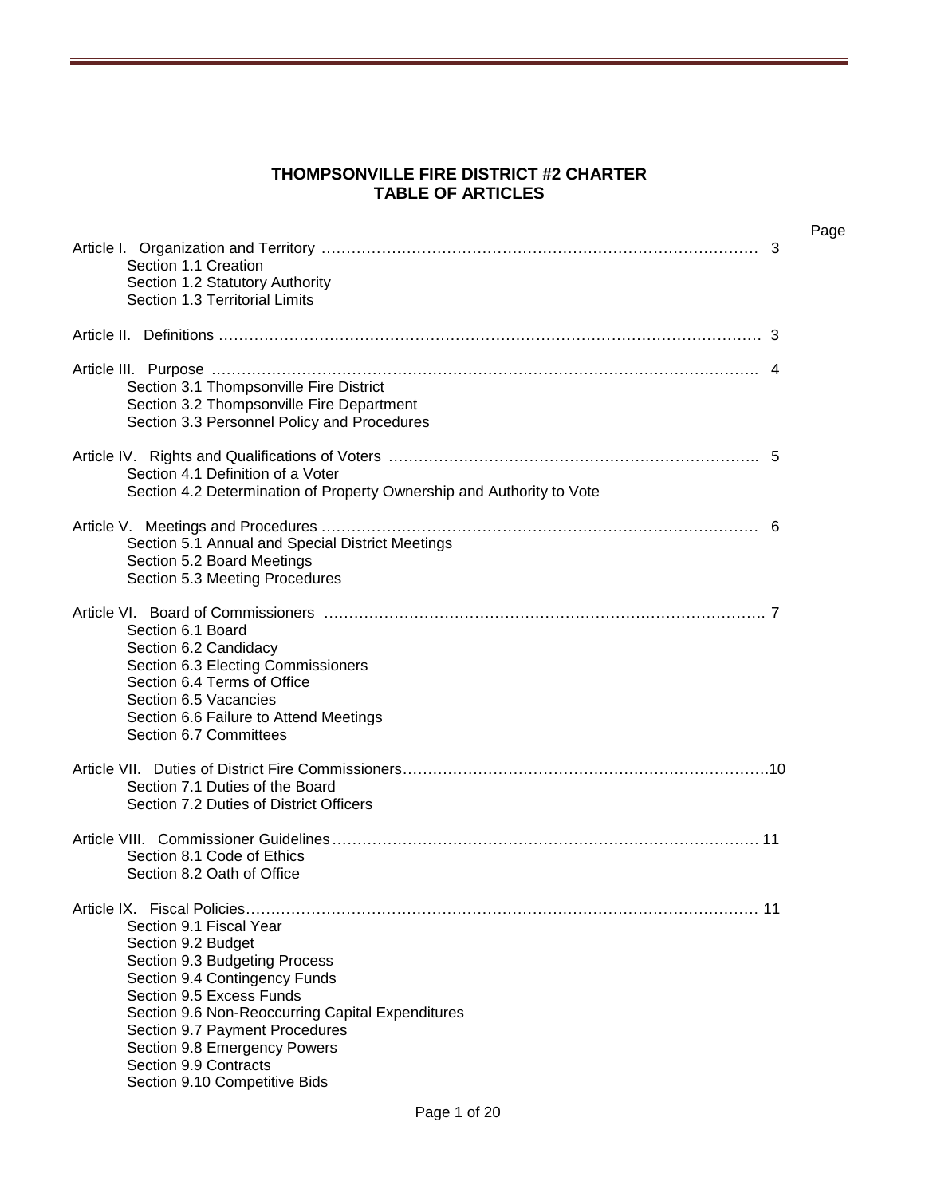# THOMPSONVILLE FIRE DISTRICT #2 CHARTER
## TABLE OF ARTICLES

Page

Article I. Organization and Territory ………………………………………………………………………… 3
- Section 1.1 Creation
- Section 1.2 Statutory Authority
- Section 1.3 Territorial Limits

Article II. Definitions ……………………………………………………………………………………………… 3

Article III. Purpose ……………………………………………………………………………………………….. 4
- Section 3.1 Thompsonville Fire District
- Section 3.2 Thompsonville Fire Department
- Section 3.3 Personnel Policy and Procedures

Article IV. Rights and Qualifications of Voters ……………………………………………………………….. 5
- Section 4.1 Definition of a Voter
- Section 4.2 Determination of Property Ownership and Authority to Vote

Article V. Meetings and Procedures ………………………………………………………………………… 6
- Section 5.1 Annual and Special District Meetings
- Section 5.2 Board Meetings
- Section 5.3 Meeting Procedures

Article VI. Board of Commissioners ………………………………………………………………………. 7
- Section 6.1 Board
- Section 6.2 Candidacy
- Section 6.3 Electing Commissioners
- Section 6.4 Terms of Office
- Section 6.5 Vacancies
- Section 6.6 Failure to Attend Meetings
- Section 6.7 Committees

Article VII. Duties of District Fire Commissioners………………………………………………………………10
- Section 7.1 Duties of the Board
- Section 7.2 Duties of District Officers

Article VIII. Commissioner Guidelines…………………………………………………………………………. 11
- Section 8.1 Code of Ethics
- Section 8.2 Oath of Office

Article IX. Fiscal Policies………………………………………………………………………………………… 11
- Section 9.1 Fiscal Year
- Section 9.2 Budget
- Section 9.3 Budgeting Process
- Section 9.4 Contingency Funds
- Section 9.5 Excess Funds
- Section 9.6 Non-Reoccurring Capital Expenditures
- Section 9.7 Payment Procedures
- Section 9.8 Emergency Powers
- Section 9.9 Contracts
- Section 9.10 Competitive Bids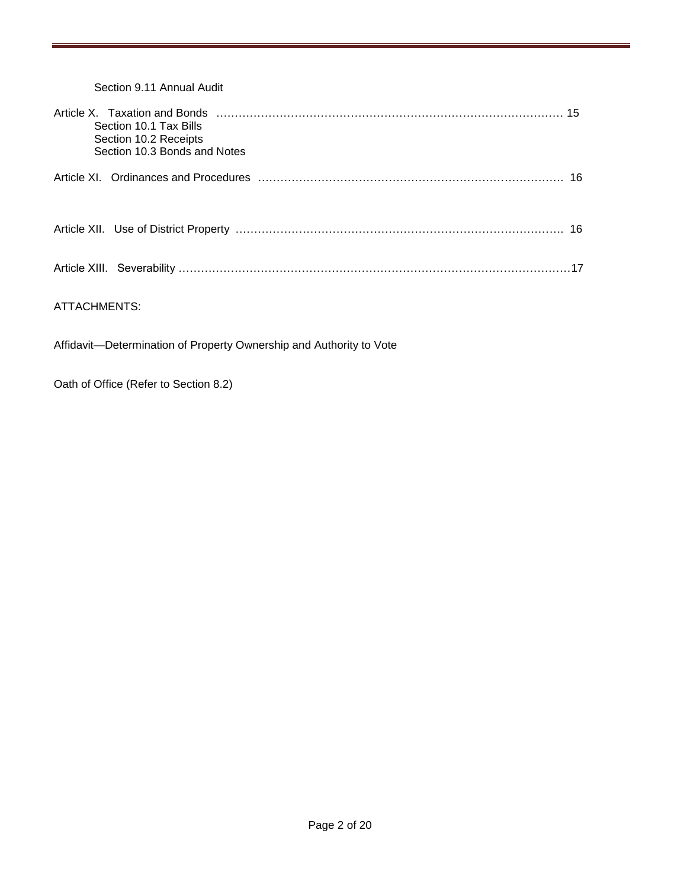Section 9.11 Annual Audit

Article X. Taxation and Bonds ………………………………………………………………………………… 15
Section 10.1 Tax Bills
Section 10.2 Receipts
Section 10.3 Bonds and Notes

Article XI. Ordinances and Procedures ………………………………………………………………………. 16

Article XII. Use of District Property ……………………………………………………………………………. 16

Article XIII. Severability ……………………………………………………………………………………………17

ATTACHMENTS:

Affidavit—Determination of Property Ownership and Authority to Vote

Oath of Office (Refer to Section 8.2)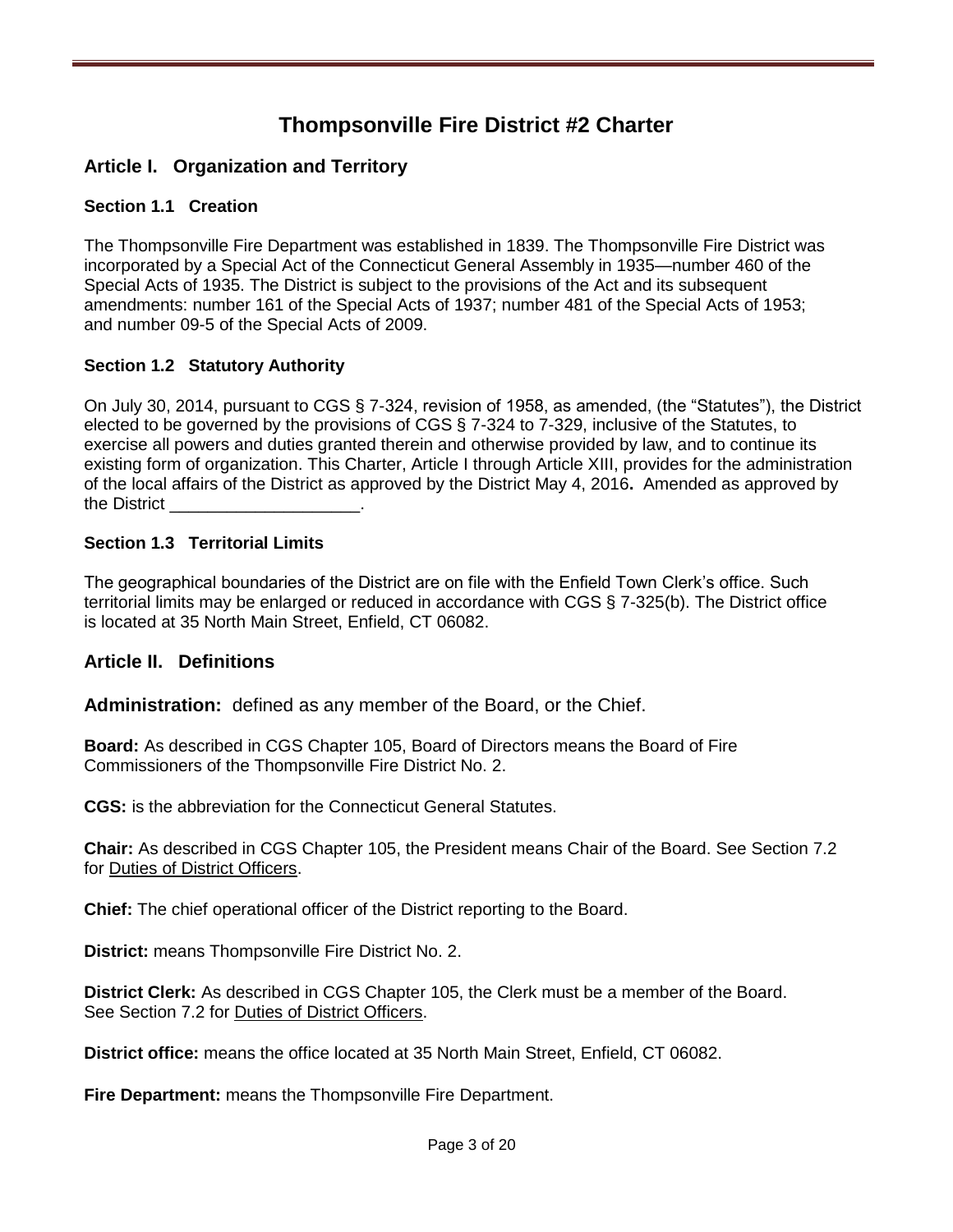# Thompsonville Fire District #2 Charter

## Article I. Organization and Territory

### Section 1.1 Creation

The Thompsonville Fire Department was established in 1839. The Thompsonville Fire District was incorporated by a Special Act of the Connecticut General Assembly in 1935—number 460 of the Special Acts of 1935. The District is subject to the provisions of the Act and its subsequent amendments: number 161 of the Special Acts of 1937; number 481 of the Special Acts of 1953; and number 09-5 of the Special Acts of 2009.

### Section 1.2 Statutory Authority

On July 30, 2014, pursuant to CGS § 7-324, revision of 1958, as amended, (the "Statutes"), the District elected to be governed by the provisions of CGS § 7-324 to 7-329, inclusive of the Statutes, to exercise all powers and duties granted therein and otherwise provided by law, and to continue its existing form of organization. This Charter, Article I through Article XIII, provides for the administration of the local affairs of the District as approved by the District May 4, 2016**.** Amended as approved by the District ____________________.

### Section 1.3 Territorial Limits

The geographical boundaries of the District are on file with the Enfield Town Clerk's office. Such territorial limits may be enlarged or reduced in accordance with CGS § 7-325(b). The District office is located at 35 North Main Street, Enfield, CT 06082.

## Article II. Definitions

**Administration:** defined as any member of the Board, or the Chief.

**Board:** As described in CGS Chapter 105, Board of Directors means the Board of Fire Commissioners of the Thompsonville Fire District No. 2.

**CGS:** is the abbreviation for the Connecticut General Statutes.

**Chair:** As described in CGS Chapter 105, the President means Chair of the Board. See Section 7.2 for Duties of District Officers.

**Chief:** The chief operational officer of the District reporting to the Board.

**District:** means Thompsonville Fire District No. 2.

**District Clerk:** As described in CGS Chapter 105, the Clerk must be a member of the Board. See Section 7.2 for Duties of District Officers.

**District office:** means the office located at 35 North Main Street, Enfield, CT 06082.

**Fire Department:** means the Thompsonville Fire Department.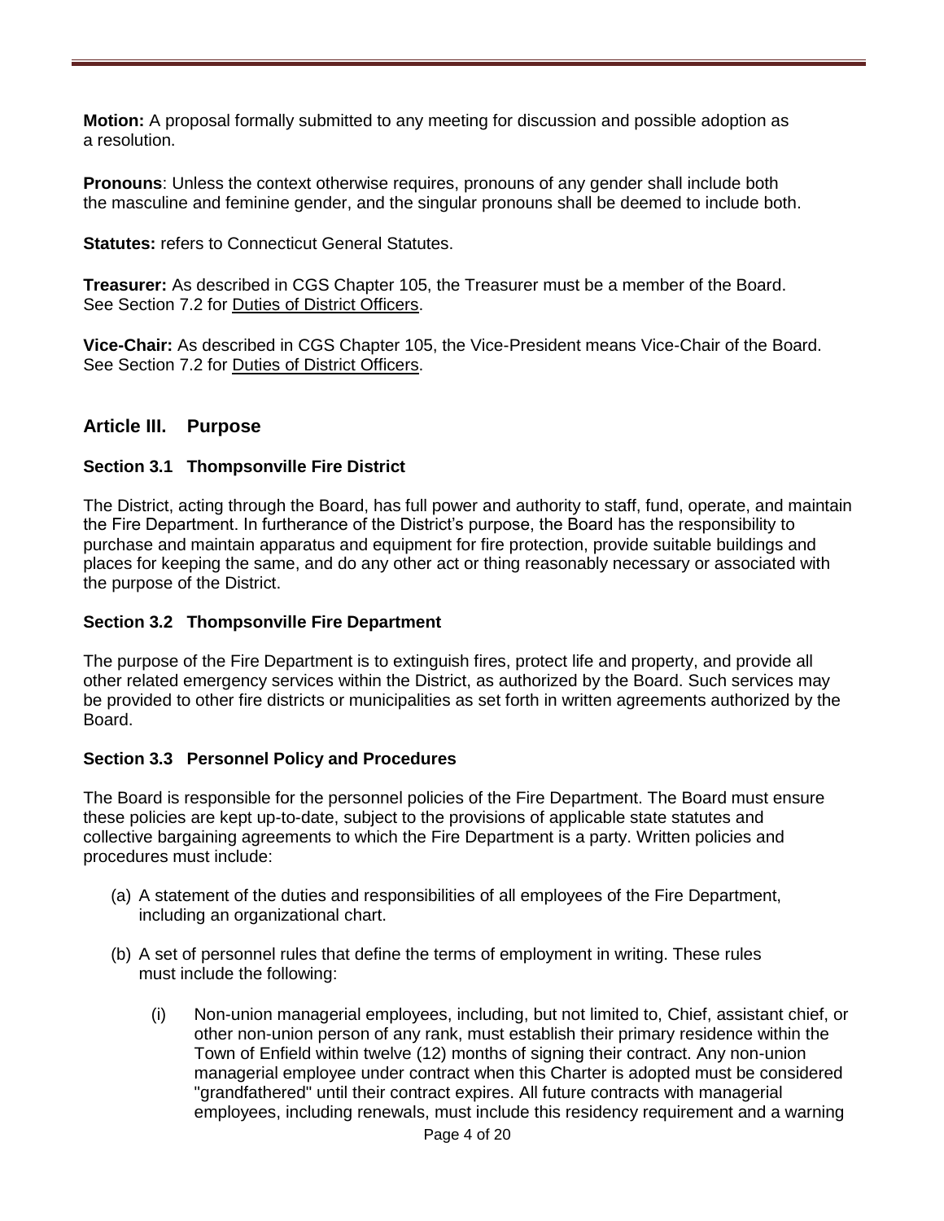**Motion:** A proposal formally submitted to any meeting for discussion and possible adoption as a resolution.

**Pronouns**: Unless the context otherwise requires, pronouns of any gender shall include both the masculine and feminine gender, and the singular pronouns shall be deemed to include both.

**Statutes:** refers to Connecticut General Statutes.

**Treasurer:** As described in CGS Chapter 105, the Treasurer must be a member of the Board. See Section 7.2 for Duties of District Officers.

**Vice-Chair:** As described in CGS Chapter 105, the Vice-President means Vice-Chair of the Board. See Section 7.2 for Duties of District Officers.

## Article III. Purpose

### Section 3.1 Thompsonville Fire District

The District, acting through the Board, has full power and authority to staff, fund, operate, and maintain the Fire Department. In furtherance of the District's purpose, the Board has the responsibility to purchase and maintain apparatus and equipment for fire protection, provide suitable buildings and places for keeping the same, and do any other act or thing reasonably necessary or associated with the purpose of the District.

### Section 3.2 Thompsonville Fire Department

The purpose of the Fire Department is to extinguish fires, protect life and property, and provide all other related emergency services within the District, as authorized by the Board. Such services may be provided to other fire districts or municipalities as set forth in written agreements authorized by the Board.

### Section 3.3 Personnel Policy and Procedures

The Board is responsible for the personnel policies of the Fire Department. The Board must ensure these policies are kept up-to-date, subject to the provisions of applicable state statutes and collective bargaining agreements to which the Fire Department is a party. Written policies and procedures must include:

(a) A statement of the duties and responsibilities of all employees of the Fire Department, including an organizational chart.

(b) A set of personnel rules that define the terms of employment in writing. These rules must include the following:

   (i) Non-union managerial employees, including, but not limited to, Chief, assistant chief, or other non-union person of any rank, must establish their primary residence within the Town of Enfield within twelve (12) months of signing their contract. Any non-union managerial employee under contract when this Charter is adopted must be considered "grandfathered" until their contract expires. All future contracts with managerial employees, including renewals, must include this residency requirement and a warning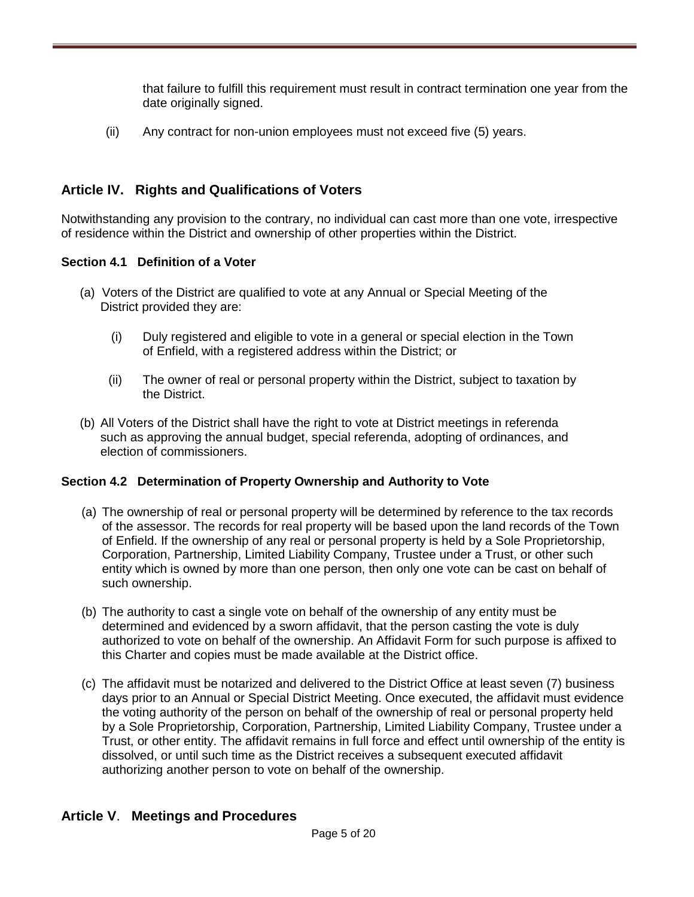that failure to fulfill this requirement must result in contract termination one year from the date originally signed.

(ii) Any contract for non-union employees must not exceed five (5) years.

## Article IV. Rights and Qualifications of Voters

Notwithstanding any provision to the contrary, no individual can cast more than one vote, irrespective of residence within the District and ownership of other properties within the District.

### Section 4.1 Definition of a Voter

(a) Voters of the District are qualified to vote at any Annual or Special Meeting of the District provided they are:

(i) Duly registered and eligible to vote in a general or special election in the Town of Enfield, with a registered address within the District; or

(ii) The owner of real or personal property within the District, subject to taxation by the District.

(b) All Voters of the District shall have the right to vote at District meetings in referenda such as approving the annual budget, special referenda, adopting of ordinances, and election of commissioners.

### Section 4.2 Determination of Property Ownership and Authority to Vote

(a) The ownership of real or personal property will be determined by reference to the tax records of the assessor. The records for real property will be based upon the land records of the Town of Enfield. If the ownership of any real or personal property is held by a Sole Proprietorship, Corporation, Partnership, Limited Liability Company, Trustee under a Trust, or other such entity which is owned by more than one person, then only one vote can be cast on behalf of such ownership.

(b) The authority to cast a single vote on behalf of the ownership of any entity must be determined and evidenced by a sworn affidavit, that the person casting the vote is duly authorized to vote on behalf of the ownership. An Affidavit Form for such purpose is affixed to this Charter and copies must be made available at the District office.

(c) The affidavit must be notarized and delivered to the District Office at least seven (7) business days prior to an Annual or Special District Meeting. Once executed, the affidavit must evidence the voting authority of the person on behalf of the ownership of real or personal property held by a Sole Proprietorship, Corporation, Partnership, Limited Liability Company, Trustee under a Trust, or other entity. The affidavit remains in full force and effect until ownership of the entity is dissolved, or until such time as the District receives a subsequent executed affidavit authorizing another person to vote on behalf of the ownership.

## Article V. Meetings and Procedures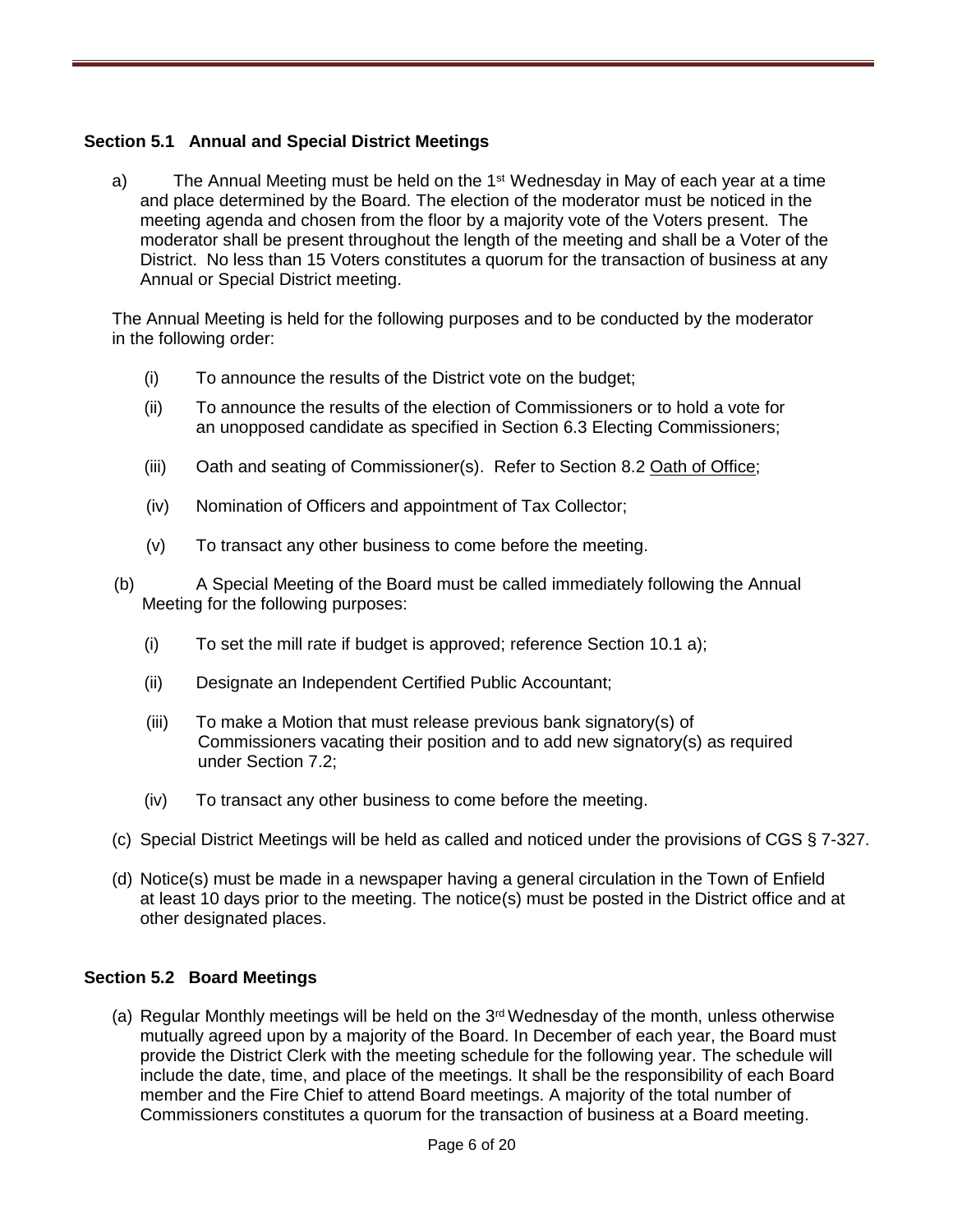### Section 5.1 Annual and Special District Meetings

a) The Annual Meeting must be held on the 1st Wednesday in May of each year at a time and place determined by the Board. The election of the moderator must be noticed in the meeting agenda and chosen from the floor by a majority vote of the Voters present. The moderator shall be present throughout the length of the meeting and shall be a Voter of the District. No less than 15 Voters constitutes a quorum for the transaction of business at any Annual or Special District meeting.

The Annual Meeting is held for the following purposes and to be conducted by the moderator in the following order:

(i) To announce the results of the District vote on the budget;

(ii) To announce the results of the election of Commissioners or to hold a vote for an unopposed candidate as specified in Section 6.3 Electing Commissioners;

(iii) Oath and seating of Commissioner(s). Refer to Section 8.2 Oath of Office;

(iv) Nomination of Officers and appointment of Tax Collector;

(v) To transact any other business to come before the meeting.

(b) A Special Meeting of the Board must be called immediately following the Annual Meeting for the following purposes:

(i) To set the mill rate if budget is approved; reference Section 10.1 a);

(ii) Designate an Independent Certified Public Accountant;

(iii) To make a Motion that must release previous bank signatory(s) of Commissioners vacating their position and to add new signatory(s) as required under Section 7.2;

(iv) To transact any other business to come before the meeting.

(c) Special District Meetings will be held as called and noticed under the provisions of CGS § 7-327.

(d) Notice(s) must be made in a newspaper having a general circulation in the Town of Enfield at least 10 days prior to the meeting. The notice(s) must be posted in the District office and at other designated places.

### Section 5.2 Board Meetings

(a) Regular Monthly meetings will be held on the 3rd Wednesday of the month, unless otherwise mutually agreed upon by a majority of the Board. In December of each year, the Board must provide the District Clerk with the meeting schedule for the following year. The schedule will include the date, time, and place of the meetings. It shall be the responsibility of each Board member and the Fire Chief to attend Board meetings. A majority of the total number of Commissioners constitutes a quorum for the transaction of business at a Board meeting.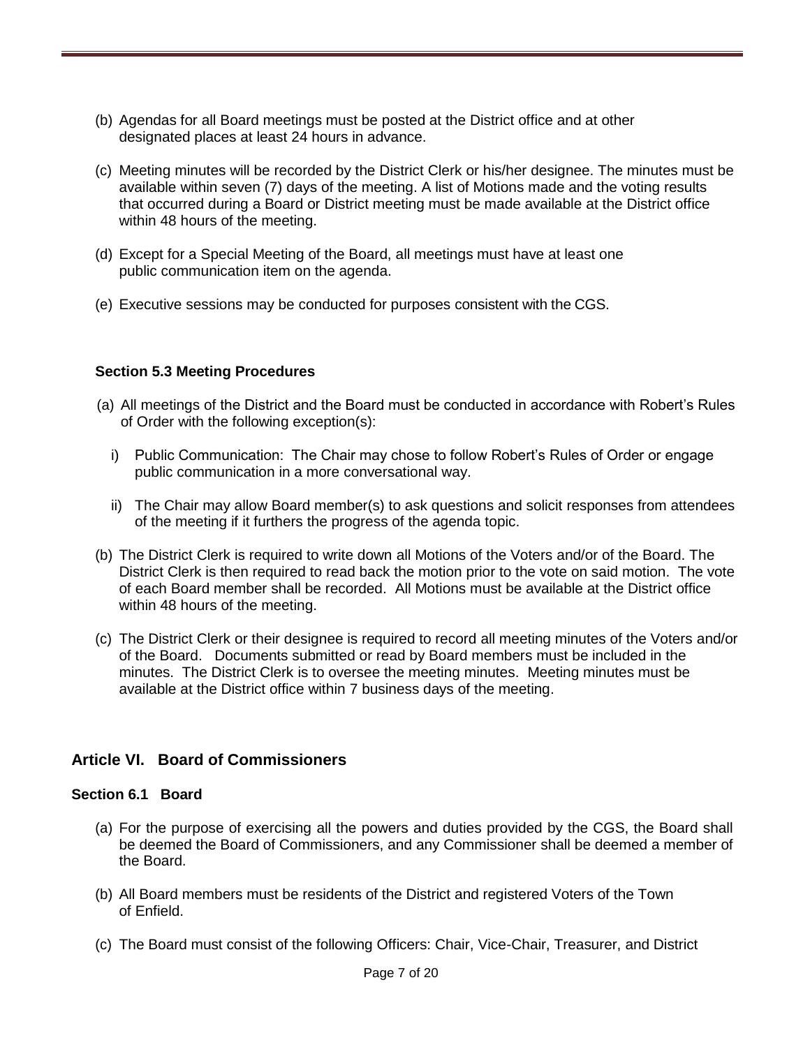(b) Agendas for all Board meetings must be posted at the District office and at other designated places at least 24 hours in advance.

(c) Meeting minutes will be recorded by the District Clerk or his/her designee. The minutes must be available within seven (7) days of the meeting. A list of Motions made and the voting results that occurred during a Board or District meeting must be made available at the District office within 48 hours of the meeting.

(d) Except for a Special Meeting of the Board, all meetings must have at least one public communication item on the agenda.

(e) Executive sessions may be conducted for purposes consistent with the CGS.

### Section 5.3 Meeting Procedures

(a) All meetings of the District and the Board must be conducted in accordance with Robert's Rules of Order with the following exception(s):

i) Public Communication: The Chair may chose to follow Robert's Rules of Order or engage public communication in a more conversational way.

ii) The Chair may allow Board member(s) to ask questions and solicit responses from attendees of the meeting if it furthers the progress of the agenda topic.

(b) The District Clerk is required to write down all Motions of the Voters and/or of the Board. The District Clerk is then required to read back the motion prior to the vote on said motion. The vote of each Board member shall be recorded. All Motions must be available at the District office within 48 hours of the meeting.

(c) The District Clerk or their designee is required to record all meeting minutes of the Voters and/or of the Board. Documents submitted or read by Board members must be included in the minutes. The District Clerk is to oversee the meeting minutes. Meeting minutes must be available at the District office within 7 business days of the meeting.

## Article VI. Board of Commissioners

### Section 6.1 Board

(a) For the purpose of exercising all the powers and duties provided by the CGS, the Board shall be deemed the Board of Commissioners, and any Commissioner shall be deemed a member of the Board.

(b) All Board members must be residents of the District and registered Voters of the Town of Enfield.

(c) The Board must consist of the following Officers: Chair, Vice-Chair, Treasurer, and District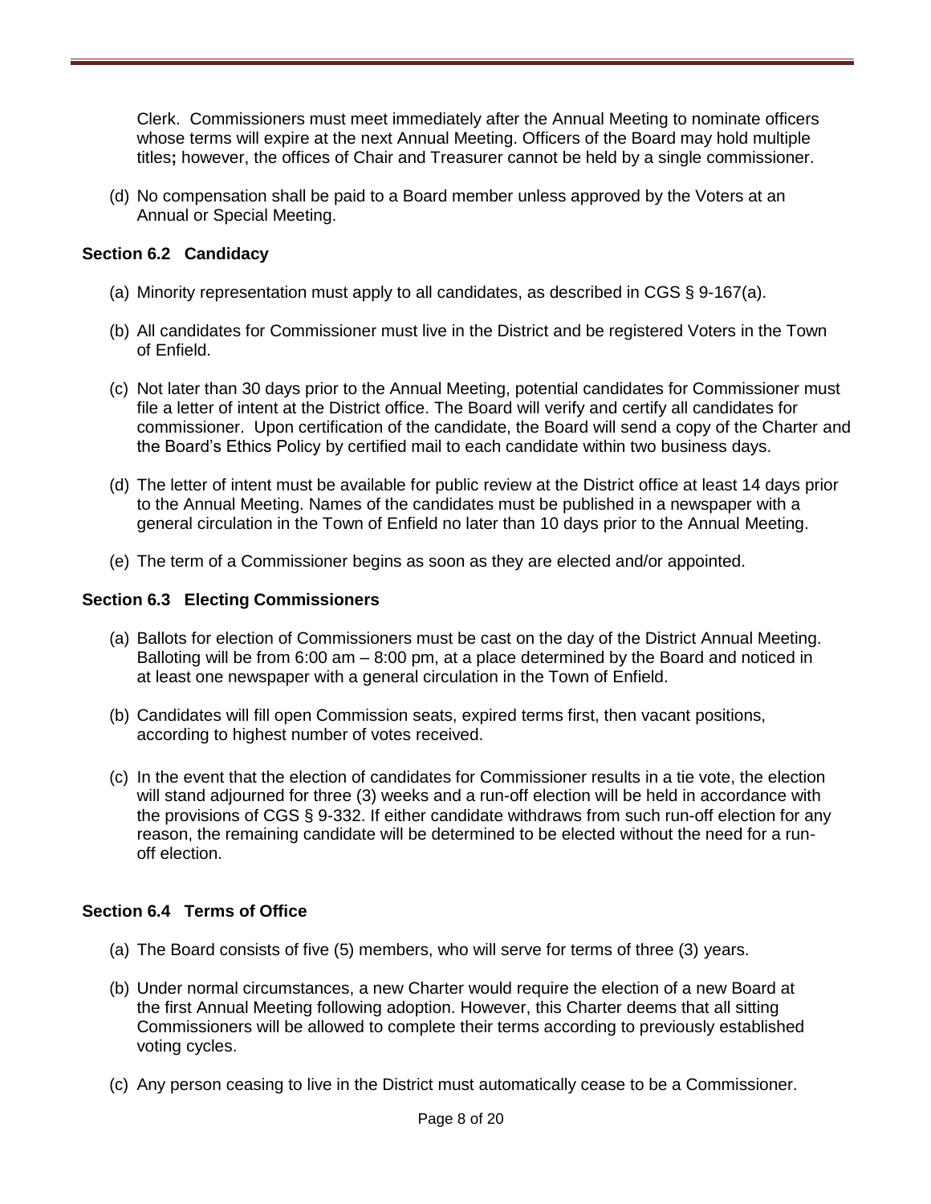Clerk. Commissioners must meet immediately after the Annual Meeting to nominate officers whose terms will expire at the next Annual Meeting. Officers of the Board may hold multiple titles**;** however, the offices of Chair and Treasurer cannot be held by a single commissioner.

(d) No compensation shall be paid to a Board member unless approved by the Voters at an Annual or Special Meeting.

### Section 6.2 Candidacy

(a) Minority representation must apply to all candidates, as described in CGS § 9-167(a).

(b) All candidates for Commissioner must live in the District and be registered Voters in the Town of Enfield.

(c) Not later than 30 days prior to the Annual Meeting, potential candidates for Commissioner must file a letter of intent at the District office. The Board will verify and certify all candidates for commissioner. Upon certification of the candidate, the Board will send a copy of the Charter and the Board's Ethics Policy by certified mail to each candidate within two business days.

(d) The letter of intent must be available for public review at the District office at least 14 days prior to the Annual Meeting. Names of the candidates must be published in a newspaper with a general circulation in the Town of Enfield no later than 10 days prior to the Annual Meeting.

(e) The term of a Commissioner begins as soon as they are elected and/or appointed.

### Section 6.3 Electing Commissioners

(a) Ballots for election of Commissioners must be cast on the day of the District Annual Meeting. Balloting will be from 6:00 am – 8:00 pm, at a place determined by the Board and noticed in at least one newspaper with a general circulation in the Town of Enfield.

(b) Candidates will fill open Commission seats, expired terms first, then vacant positions, according to highest number of votes received.

(c) In the event that the election of candidates for Commissioner results in a tie vote, the election will stand adjourned for three (3) weeks and a run-off election will be held in accordance with the provisions of CGS § 9-332. If either candidate withdraws from such run-off election for any reason, the remaining candidate will be determined to be elected without the need for a run-off election.

### Section 6.4 Terms of Office

(a) The Board consists of five (5) members, who will serve for terms of three (3) years.

(b) Under normal circumstances, a new Charter would require the election of a new Board at the first Annual Meeting following adoption. However, this Charter deems that all sitting Commissioners will be allowed to complete their terms according to previously established voting cycles.

(c) Any person ceasing to live in the District must automatically cease to be a Commissioner.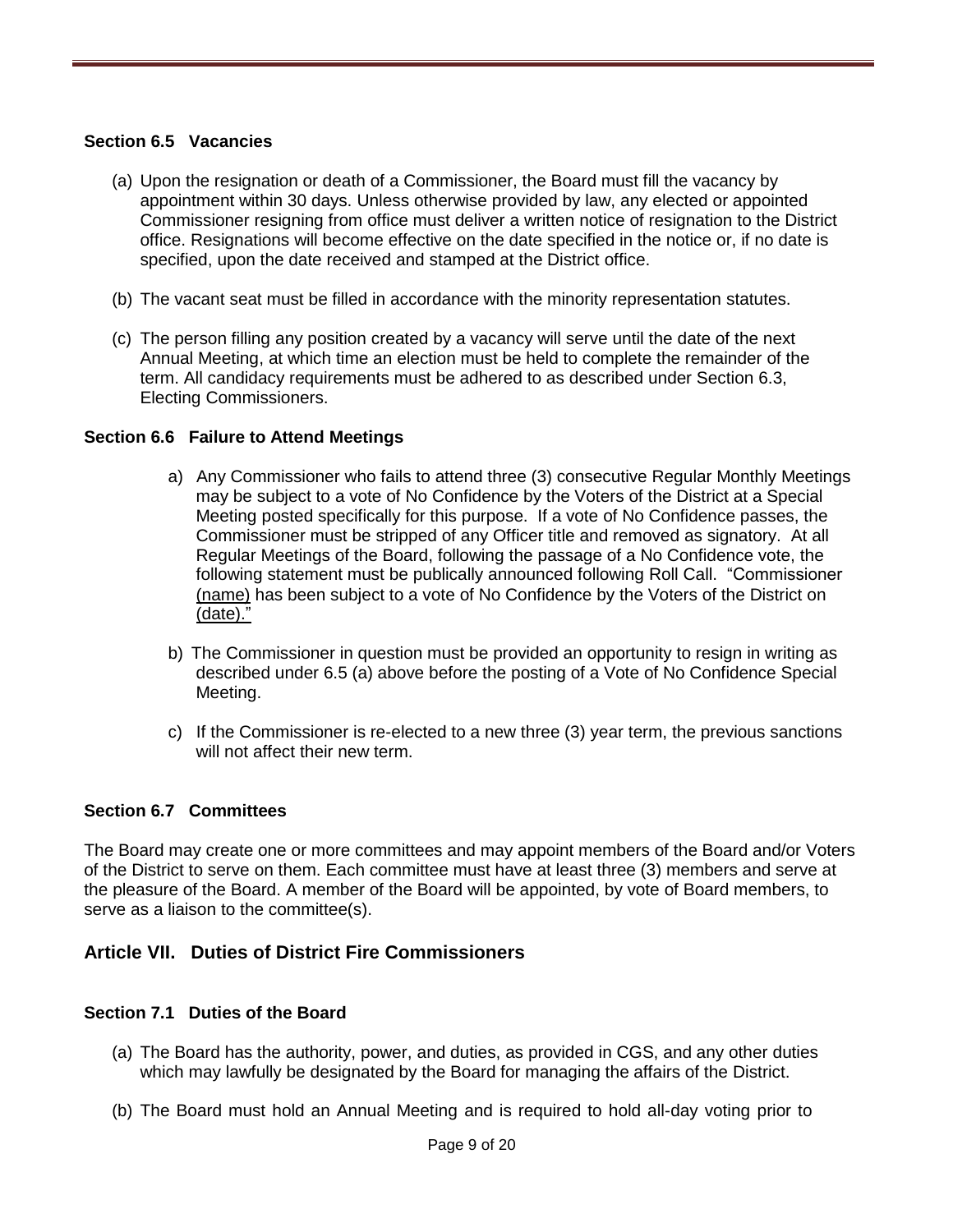### Section 6.5 Vacancies

(a) Upon the resignation or death of a Commissioner, the Board must fill the vacancy by appointment within 30 days. Unless otherwise provided by law, any elected or appointed Commissioner resigning from office must deliver a written notice of resignation to the District office. Resignations will become effective on the date specified in the notice or, if no date is specified, upon the date received and stamped at the District office.

(b) The vacant seat must be filled in accordance with the minority representation statutes.

(c) The person filling any position created by a vacancy will serve until the date of the next Annual Meeting, at which time an election must be held to complete the remainder of the term. All candidacy requirements must be adhered to as described under Section 6.3, Electing Commissioners.

### Section 6.6 Failure to Attend Meetings

a) Any Commissioner who fails to attend three (3) consecutive Regular Monthly Meetings may be subject to a vote of No Confidence by the Voters of the District at a Special Meeting posted specifically for this purpose. If a vote of No Confidence passes, the Commissioner must be stripped of any Officer title and removed as signatory. At all Regular Meetings of the Board, following the passage of a No Confidence vote, the following statement must be publically announced following Roll Call. "Commissioner (name) has been subject to a vote of No Confidence by the Voters of the District on (date)."

b) The Commissioner in question must be provided an opportunity to resign in writing as described under 6.5 (a) above before the posting of a Vote of No Confidence Special Meeting.

c) If the Commissioner is re-elected to a new three (3) year term, the previous sanctions will not affect their new term.

### Section 6.7 Committees

The Board may create one or more committees and may appoint members of the Board and/or Voters of the District to serve on them. Each committee must have at least three (3) members and serve at the pleasure of the Board. A member of the Board will be appointed, by vote of Board members, to serve as a liaison to the committee(s).

## Article VII. Duties of District Fire Commissioners

### Section 7.1 Duties of the Board

(a) The Board has the authority, power, and duties, as provided in CGS, and any other duties which may lawfully be designated by the Board for managing the affairs of the District.

(b) The Board must hold an Annual Meeting and is required to hold all-day voting prior to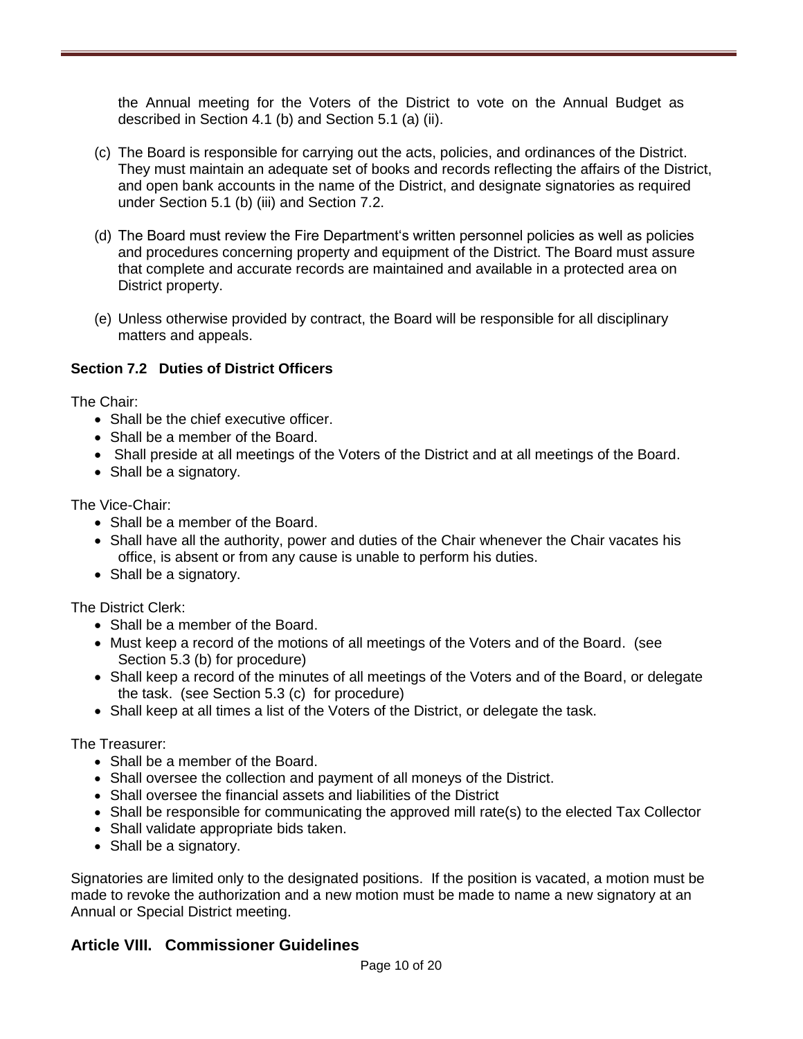the Annual meeting for the Voters of the District to vote on the Annual Budget as described in Section 4.1 (b) and Section 5.1 (a) (ii).

(c) The Board is responsible for carrying out the acts, policies, and ordinances of the District. They must maintain an adequate set of books and records reflecting the affairs of the District, and open bank accounts in the name of the District, and designate signatories as required under Section 5.1 (b) (iii) and Section 7.2.

(d) The Board must review the Fire Department's written personnel policies as well as policies and procedures concerning property and equipment of the District. The Board must assure that complete and accurate records are maintained and available in a protected area on District property.

(e) Unless otherwise provided by contract, the Board will be responsible for all disciplinary matters and appeals.

### Section 7.2 Duties of District Officers

The Chair:

- Shall be the chief executive officer.
- Shall be a member of the Board.
- Shall preside at all meetings of the Voters of the District and at all meetings of the Board.
- Shall be a signatory.

The Vice-Chair:

- Shall be a member of the Board.
- Shall have all the authority, power and duties of the Chair whenever the Chair vacates his office, is absent or from any cause is unable to perform his duties.
- Shall be a signatory.

The District Clerk:

- Shall be a member of the Board.
- Must keep a record of the motions of all meetings of the Voters and of the Board. (see Section 5.3 (b) for procedure)
- Shall keep a record of the minutes of all meetings of the Voters and of the Board, or delegate the task. (see Section 5.3 (c) for procedure)
- Shall keep at all times a list of the Voters of the District, or delegate the task.

The Treasurer:

- Shall be a member of the Board.
- Shall oversee the collection and payment of all moneys of the District.
- Shall oversee the financial assets and liabilities of the District
- Shall be responsible for communicating the approved mill rate(s) to the elected Tax Collector
- Shall validate appropriate bids taken.
- Shall be a signatory.

Signatories are limited only to the designated positions. If the position is vacated, a motion must be made to revoke the authorization and a new motion must be made to name a new signatory at an Annual or Special District meeting.

## Article VIII. Commissioner Guidelines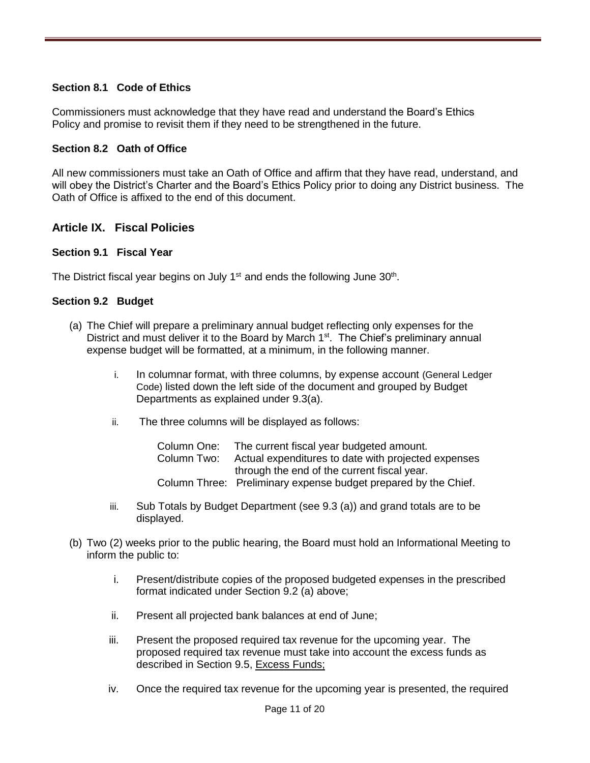### Section 8.1 Code of Ethics

Commissioners must acknowledge that they have read and understand the Board's Ethics Policy and promise to revisit them if they need to be strengthened in the future.

### Section 8.2 Oath of Office

All new commissioners must take an Oath of Office and affirm that they have read, understand, and will obey the District's Charter and the Board's Ethics Policy prior to doing any District business. The Oath of Office is affixed to the end of this document.

## Article IX. Fiscal Policies

### Section 9.1 Fiscal Year

The District fiscal year begins on July 1st and ends the following June 30th.

### Section 9.2 Budget

(a) The Chief will prepare a preliminary annual budget reflecting only expenses for the District and must deliver it to the Board by March 1st. The Chief's preliminary annual expense budget will be formatted, at a minimum, in the following manner.

   i. In columnar format, with three columns, by expense account (General Ledger Code) listed down the left side of the document and grouped by Budget Departments as explained under 9.3(a).

   ii. The three columns will be displayed as follows:

      Column One: The current fiscal year budgeted amount.
      Column Two: Actual expenditures to date with projected expenses through the end of the current fiscal year.
      Column Three: Preliminary expense budget prepared by the Chief.

   iii. Sub Totals by Budget Department (see 9.3 (a)) and grand totals are to be displayed.

(b) Two (2) weeks prior to the public hearing, the Board must hold an Informational Meeting to inform the public to:

   i. Present/distribute copies of the proposed budgeted expenses in the prescribed format indicated under Section 9.2 (a) above;

   ii. Present all projected bank balances at end of June;

   iii. Present the proposed required tax revenue for the upcoming year. The proposed required tax revenue must take into account the excess funds as described in Section 9.5, Excess Funds;

   iv. Once the required tax revenue for the upcoming year is presented, the required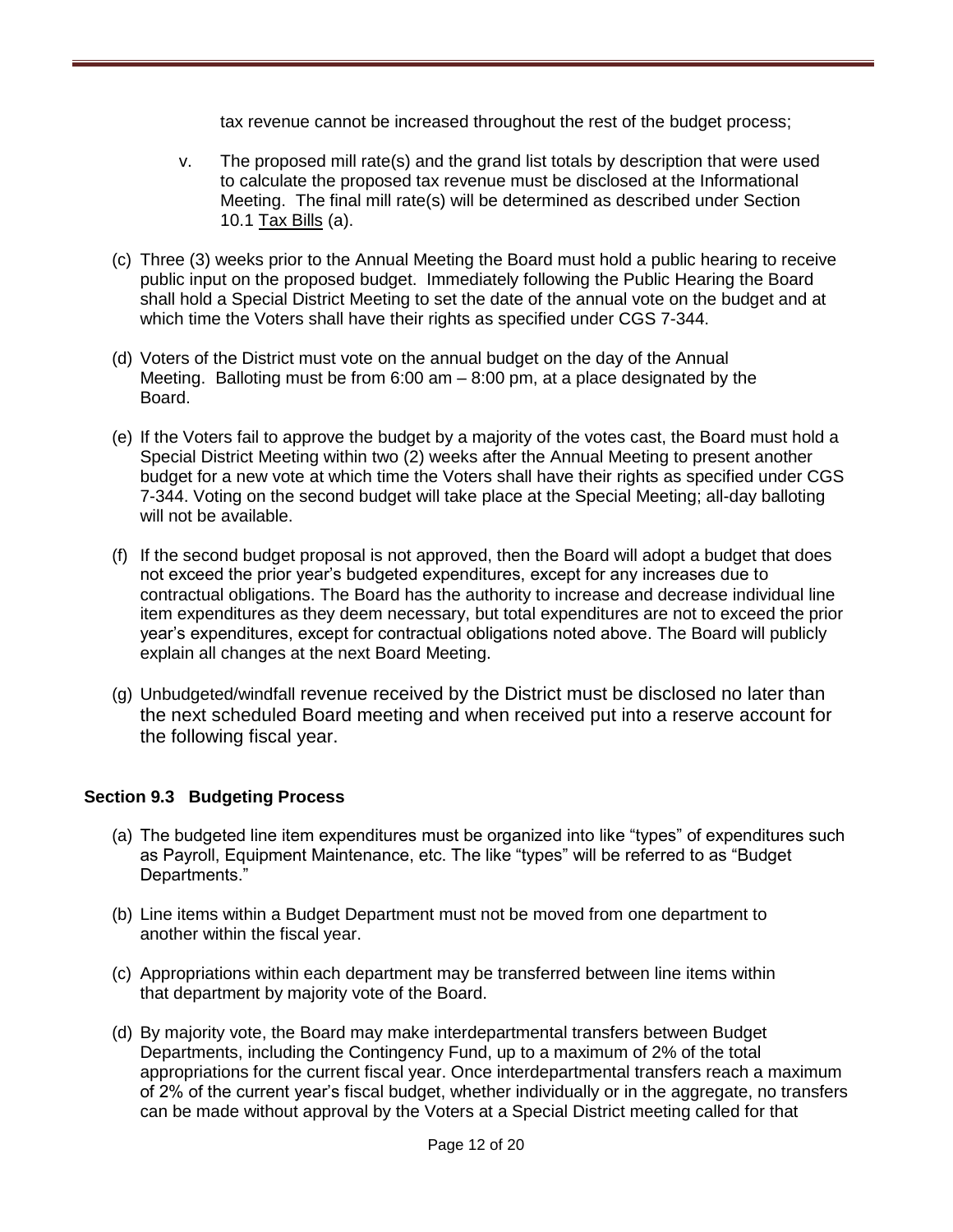tax revenue cannot be increased throughout the rest of the budget process;

v. The proposed mill rate(s) and the grand list totals by description that were used to calculate the proposed tax revenue must be disclosed at the Informational Meeting. The final mill rate(s) will be determined as described under Section 10.1 Tax Bills (a).

(c) Three (3) weeks prior to the Annual Meeting the Board must hold a public hearing to receive public input on the proposed budget. Immediately following the Public Hearing the Board shall hold a Special District Meeting to set the date of the annual vote on the budget and at which time the Voters shall have their rights as specified under CGS 7-344.

(d) Voters of the District must vote on the annual budget on the day of the Annual Meeting. Balloting must be from 6:00 am – 8:00 pm, at a place designated by the Board.

(e) If the Voters fail to approve the budget by a majority of the votes cast, the Board must hold a Special District Meeting within two (2) weeks after the Annual Meeting to present another budget for a new vote at which time the Voters shall have their rights as specified under CGS 7-344. Voting on the second budget will take place at the Special Meeting; all-day balloting will not be available.

(f) If the second budget proposal is not approved, then the Board will adopt a budget that does not exceed the prior year's budgeted expenditures, except for any increases due to contractual obligations. The Board has the authority to increase and decrease individual line item expenditures as they deem necessary, but total expenditures are not to exceed the prior year's expenditures, except for contractual obligations noted above. The Board will publicly explain all changes at the next Board Meeting.

(g) Unbudgeted/windfall revenue received by the District must be disclosed no later than the next scheduled Board meeting and when received put into a reserve account for the following fiscal year.

### Section 9.3 Budgeting Process

(a) The budgeted line item expenditures must be organized into like "types" of expenditures such as Payroll, Equipment Maintenance, etc. The like "types" will be referred to as "Budget Departments."

(b) Line items within a Budget Department must not be moved from one department to another within the fiscal year.

(c) Appropriations within each department may be transferred between line items within that department by majority vote of the Board.

(d) By majority vote, the Board may make interdepartmental transfers between Budget Departments, including the Contingency Fund, up to a maximum of 2% of the total appropriations for the current fiscal year. Once interdepartmental transfers reach a maximum of 2% of the current year's fiscal budget, whether individually or in the aggregate, no transfers can be made without approval by the Voters at a Special District meeting called for that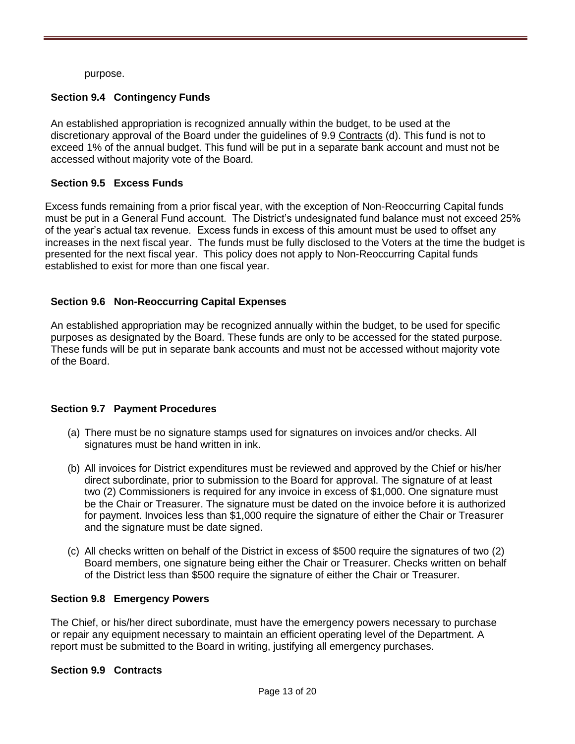purpose.

### Section 9.4 Contingency Funds

An established appropriation is recognized annually within the budget, to be used at the discretionary approval of the Board under the guidelines of 9.9 Contracts (d). This fund is not to exceed 1% of the annual budget. This fund will be put in a separate bank account and must not be accessed without majority vote of the Board.

### Section 9.5 Excess Funds

Excess funds remaining from a prior fiscal year, with the exception of Non-Reoccurring Capital funds must be put in a General Fund account. The District's undesignated fund balance must not exceed 25% of the year's actual tax revenue. Excess funds in excess of this amount must be used to offset any increases in the next fiscal year. The funds must be fully disclosed to the Voters at the time the budget is presented for the next fiscal year. This policy does not apply to Non-Reoccurring Capital funds established to exist for more than one fiscal year.

### Section 9.6 Non-Reoccurring Capital Expenses

An established appropriation may be recognized annually within the budget, to be used for specific purposes as designated by the Board. These funds are only to be accessed for the stated purpose. These funds will be put in separate bank accounts and must not be accessed without majority vote of the Board.

### Section 9.7 Payment Procedures

(a) There must be no signature stamps used for signatures on invoices and/or checks. All signatures must be hand written in ink.

(b) All invoices for District expenditures must be reviewed and approved by the Chief or his/her direct subordinate, prior to submission to the Board for approval. The signature of at least two (2) Commissioners is required for any invoice in excess of $1,000. One signature must be the Chair or Treasurer. The signature must be dated on the invoice before it is authorized for payment. Invoices less than $1,000 require the signature of either the Chair or Treasurer and the signature must be date signed.

(c) All checks written on behalf of the District in excess of $500 require the signatures of two (2) Board members, one signature being either the Chair or Treasurer. Checks written on behalf of the District less than $500 require the signature of either the Chair or Treasurer.

### Section 9.8 Emergency Powers

The Chief, or his/her direct subordinate, must have the emergency powers necessary to purchase or repair any equipment necessary to maintain an efficient operating level of the Department. A report must be submitted to the Board in writing, justifying all emergency purchases.

### Section 9.9 Contracts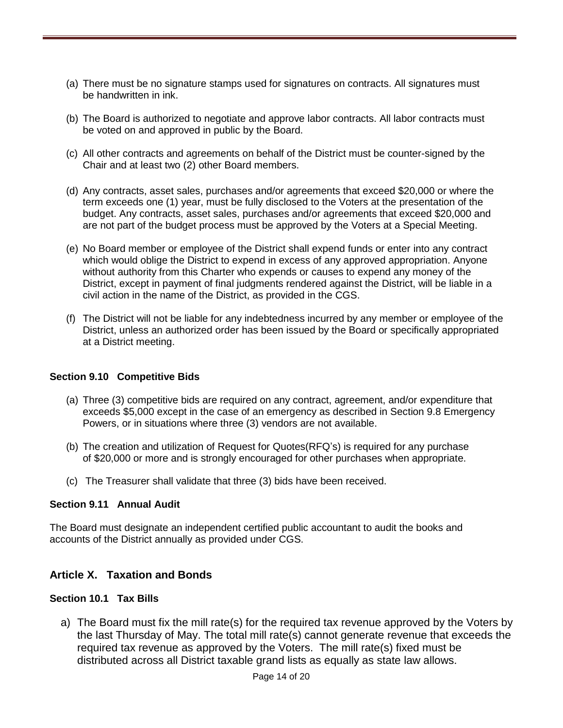(a) There must be no signature stamps used for signatures on contracts. All signatures must be handwritten in ink.

(b) The Board is authorized to negotiate and approve labor contracts. All labor contracts must be voted on and approved in public by the Board.

(c) All other contracts and agreements on behalf of the District must be counter-signed by the Chair and at least two (2) other Board members.

(d) Any contracts, asset sales, purchases and/or agreements that exceed $20,000 or where the term exceeds one (1) year, must be fully disclosed to the Voters at the presentation of the budget. Any contracts, asset sales, purchases and/or agreements that exceed $20,000 and are not part of the budget process must be approved by the Voters at a Special Meeting.

(e) No Board member or employee of the District shall expend funds or enter into any contract which would oblige the District to expend in excess of any approved appropriation. Anyone without authority from this Charter who expends or causes to expend any money of the District, except in payment of final judgments rendered against the District, will be liable in a civil action in the name of the District, as provided in the CGS.

(f) The District will not be liable for any indebtedness incurred by any member or employee of the District, unless an authorized order has been issued by the Board or specifically appropriated at a District meeting.

### Section 9.10 Competitive Bids

(a) Three (3) competitive bids are required on any contract, agreement, and/or expenditure that exceeds $5,000 except in the case of an emergency as described in Section 9.8 Emergency Powers, or in situations where three (3) vendors are not available.

(b) The creation and utilization of Request for Quotes(RFQ's) is required for any purchase of $20,000 or more and is strongly encouraged for other purchases when appropriate.

(c) The Treasurer shall validate that three (3) bids have been received.

### Section 9.11 Annual Audit

The Board must designate an independent certified public accountant to audit the books and accounts of the District annually as provided under CGS.

## Article X. Taxation and Bonds

### Section 10.1 Tax Bills

a) The Board must fix the mill rate(s) for the required tax revenue approved by the Voters by the last Thursday of May. The total mill rate(s) cannot generate revenue that exceeds the required tax revenue as approved by the Voters. The mill rate(s) fixed must be distributed across all District taxable grand lists as equally as state law allows.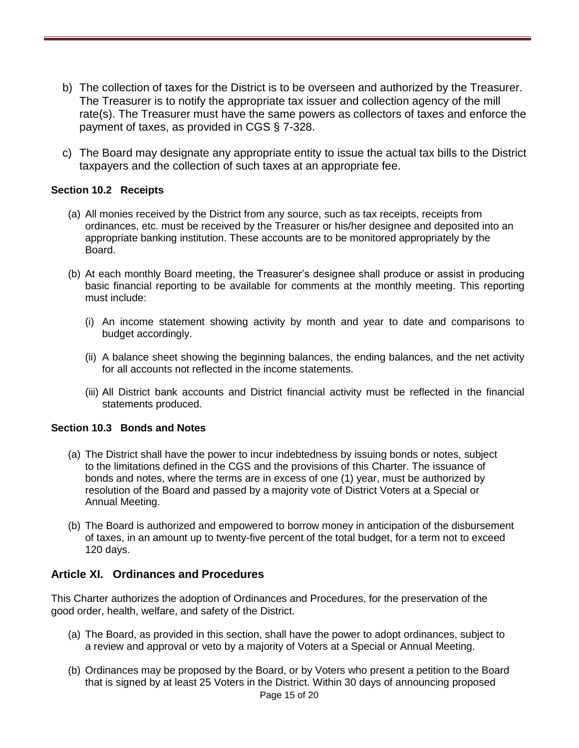b) The collection of taxes for the District is to be overseen and authorized by the Treasurer. The Treasurer is to notify the appropriate tax issuer and collection agency of the mill rate(s). The Treasurer must have the same powers as collectors of taxes and enforce the payment of taxes, as provided in CGS § 7-328.

c) The Board may designate any appropriate entity to issue the actual tax bills to the District taxpayers and the collection of such taxes at an appropriate fee.

### Section 10.2 Receipts

(a) All monies received by the District from any source, such as tax receipts, receipts from ordinances, etc. must be received by the Treasurer or his/her designee and deposited into an appropriate banking institution. These accounts are to be monitored appropriately by the Board.

(b) At each monthly Board meeting, the Treasurer's designee shall produce or assist in producing basic financial reporting to be available for comments at the monthly meeting. This reporting must include:

(i) An income statement showing activity by month and year to date and comparisons to budget accordingly.

(ii) A balance sheet showing the beginning balances, the ending balances, and the net activity for all accounts not reflected in the income statements.

(iii) All District bank accounts and District financial activity must be reflected in the financial statements produced.

### Section 10.3 Bonds and Notes

(a) The District shall have the power to incur indebtedness by issuing bonds or notes, subject to the limitations defined in the CGS and the provisions of this Charter. The issuance of bonds and notes, where the terms are in excess of one (1) year, must be authorized by resolution of the Board and passed by a majority vote of District Voters at a Special or Annual Meeting.

(b) The Board is authorized and empowered to borrow money in anticipation of the disbursement of taxes, in an amount up to twenty-five percent of the total budget, for a term not to exceed 120 days.

## Article XI. Ordinances and Procedures

This Charter authorizes the adoption of Ordinances and Procedures, for the preservation of the good order, health, welfare, and safety of the District.

(a) The Board, as provided in this section, shall have the power to adopt ordinances, subject to a review and approval or veto by a majority of Voters at a Special or Annual Meeting.

(b) Ordinances may be proposed by the Board, or by Voters who present a petition to the Board that is signed by at least 25 Voters in the District. Within 30 days of announcing proposed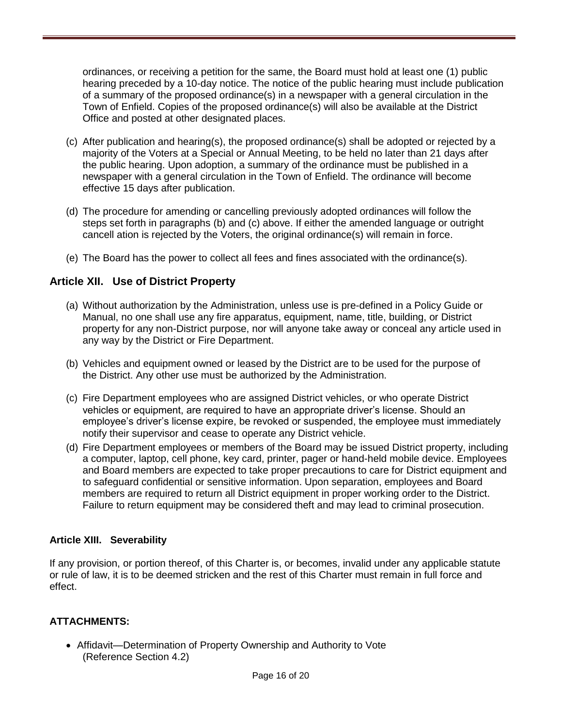ordinances, or receiving a petition for the same, the Board must hold at least one (1) public hearing preceded by a 10-day notice. The notice of the public hearing must include publication of a summary of the proposed ordinance(s) in a newspaper with a general circulation in the Town of Enfield. Copies of the proposed ordinance(s) will also be available at the District Office and posted at other designated places.

(c) After publication and hearing(s), the proposed ordinance(s) shall be adopted or rejected by a majority of the Voters at a Special or Annual Meeting, to be held no later than 21 days after the public hearing. Upon adoption, a summary of the ordinance must be published in a newspaper with a general circulation in the Town of Enfield. The ordinance will become effective 15 days after publication.

(d) The procedure for amending or cancelling previously adopted ordinances will follow the steps set forth in paragraphs (b) and (c) above. If either the amended language or outright cancell ation is rejected by the Voters, the original ordinance(s) will remain in force.

(e) The Board has the power to collect all fees and fines associated with the ordinance(s).

## Article XII. Use of District Property

(a) Without authorization by the Administration, unless use is pre-defined in a Policy Guide or Manual, no one shall use any fire apparatus, equipment, name, title, building, or District property for any non-District purpose, nor will anyone take away or conceal any article used in any way by the District or Fire Department.

(b) Vehicles and equipment owned or leased by the District are to be used for the purpose of the District. Any other use must be authorized by the Administration.

(c) Fire Department employees who are assigned District vehicles, or who operate District vehicles or equipment, are required to have an appropriate driver's license. Should an employee's driver's license expire, be revoked or suspended, the employee must immediately notify their supervisor and cease to operate any District vehicle.

(d) Fire Department employees or members of the Board may be issued District property, including a computer, laptop, cell phone, key card, printer, pager or hand-held mobile device. Employees and Board members are expected to take proper precautions to care for District equipment and to safeguard confidential or sensitive information. Upon separation, employees and Board members are required to return all District equipment in proper working order to the District. Failure to return equipment may be considered theft and may lead to criminal prosecution.

### Article XIII. Severability

If any provision, or portion thereof, of this Charter is, or becomes, invalid under any applicable statute or rule of law, it is to be deemed stricken and the rest of this Charter must remain in full force and effect.

### ATTACHMENTS:

- Affidavit—Determination of Property Ownership and Authority to Vote (Reference Section 4.2)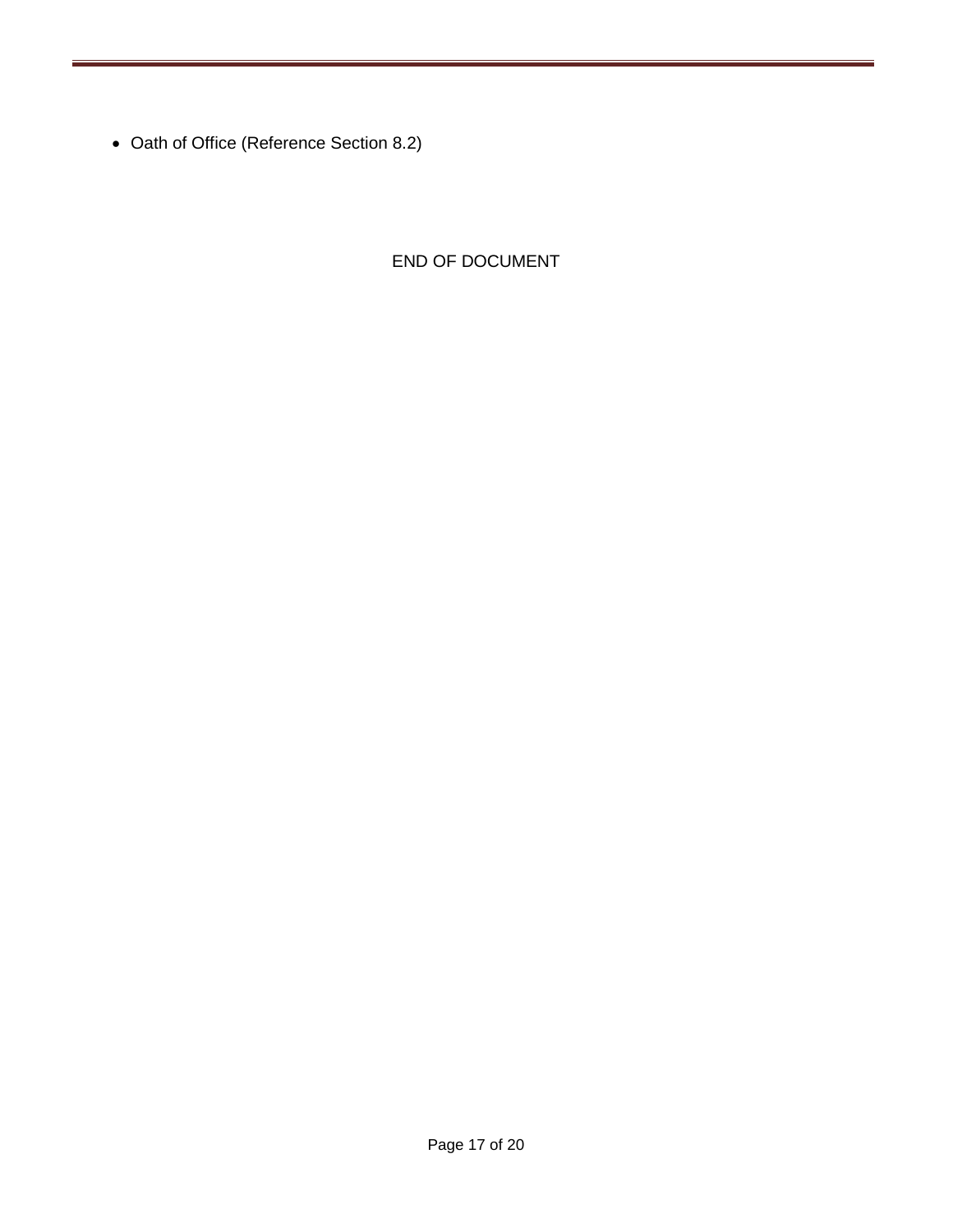- Oath of Office (Reference Section 8.2)

END OF DOCUMENT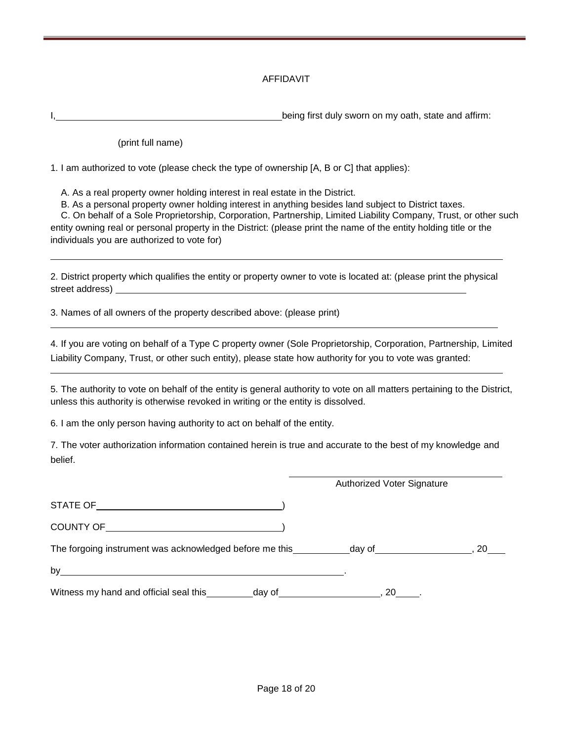# AFFIDAVIT

I, ____________________________________________ being first duly sworn on my oath, state and affirm:

(print full name)

1. I am authorized to vote (please check the type of ownership [A, B or C] that applies):

   A. As a real property owner holding interest in real estate in the District.

   B. As a personal property owner holding interest in anything besides land subject to District taxes.

   C. On behalf of a Sole Proprietorship, Corporation, Partnership, Limited Liability Company, Trust, or other such entity owning real or personal property in the District: (please print the name of the entity holding title or the individuals you are authorized to vote for)

______________________________________________________________________________________

2. District property which qualifies the entity or property owner to vote is located at: (please print the physical street address) ______________________________________________________________________

3. Names of all owners of the property described above: (please print)

______________________________________________________________________________________

4. If you are voting on behalf of a Type C property owner (Sole Proprietorship, Corporation, Partnership, Limited Liability Company, Trust, or other such entity), please state how authority for you to vote was granted:

______________________________________________________________________________________

5. The authority to vote on behalf of the entity is general authority to vote on all matters pertaining to the District, unless this authority is otherwise revoked in writing or the entity is dissolved.

6. I am the only person having authority to act on behalf of the entity.

7. The voter authorization information contained herein is true and accurate to the best of my knowledge and belief.

______________________________________

Authorized Voter Signature

STATE OF ____________________________________)

COUNTY OF __________________________________)

The forgoing instrument was acknowledged before me this __________ day of __________________, 20___

by ________________________________________________________.

Witness my hand and official seal this _________ day of ___________________, 20____.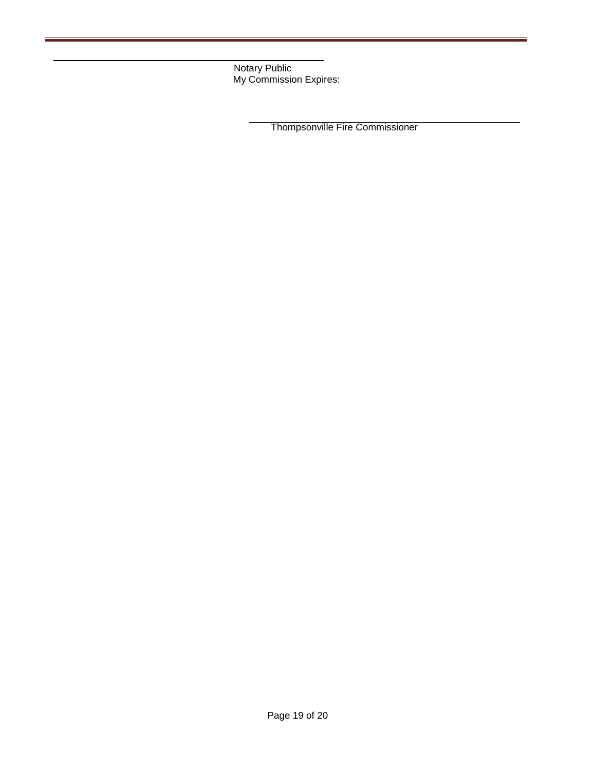\_\_\_\_\_\_\_\_\_\_\_\_\_\_\_\_\_\_\_\_\_\_\_\_\_\_\_\_\_\_\_\_\_\_\_\_\_\_\_\_

Notary Public
My Commission Expires:

\_\_\_\_\_\_\_\_\_\_\_\_\_\_\_\_\_\_\_\_\_\_\_\_\_\_\_\_\_\_\_\_\_\_\_\_\_\_\_\_

Thompsonville Fire Commissioner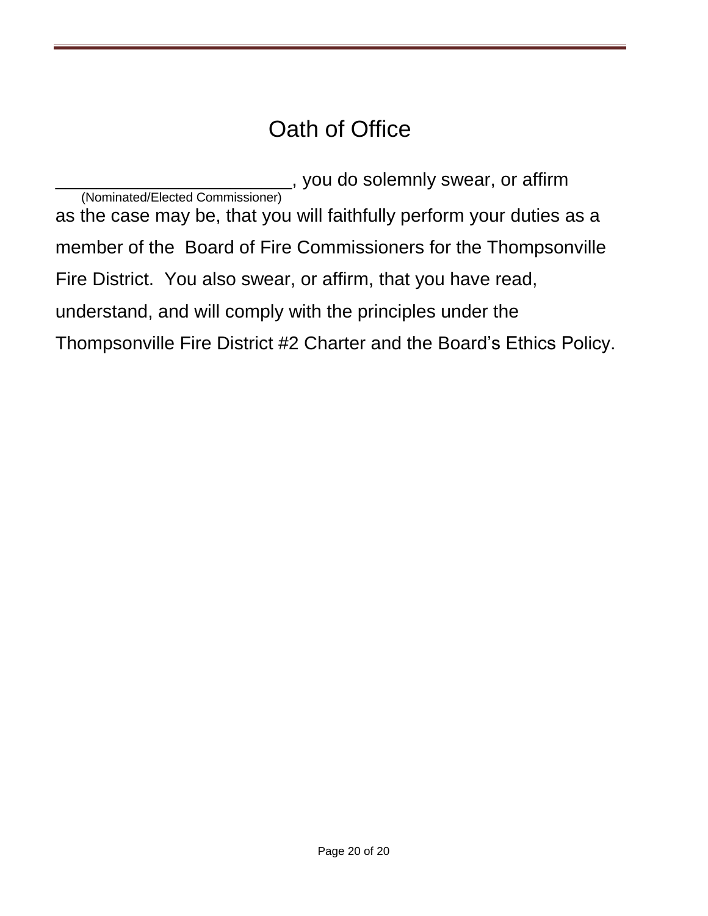# Oath of Office

________________________, you do solemnly swear, or affirm
(Nominated/Elected Commissioner)

as the case may be, that you will faithfully perform your duties as a member of the Board of Fire Commissioners for the Thompsonville Fire District. You also swear, or affirm, that you have read, understand, and will comply with the principles under the Thompsonville Fire District #2 Charter and the Board's Ethics Policy.